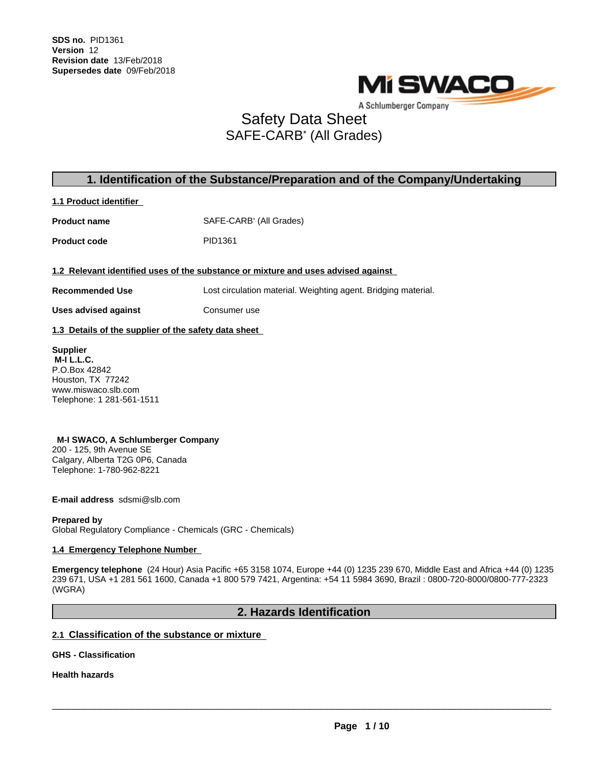**SDS no.** PID1361
**Version** 12
**Revision date** 13/Feb/2018
**Supersedes date** 09/Feb/2018

MI SWACO
A Schlumberger Company

# Safety Data Sheet
# SAFE-CARB* (All Grades)

## 1. Identification of the Substance/Preparation and of the Company/Undertaking

### 1.1 Product identifier

**Product name** SAFE-CARB* (All Grades)

**Product code** PID1361

### 1.2 Relevant identified uses of the substance or mixture and uses advised against

**Recommended Use** Lost circulation material. Weighting agent. Bridging material.

**Uses advised against** Consumer use

### 1.3 Details of the supplier of the safety data sheet

**Supplier**
**M-I L.L.C.**
P.O.Box 42842
Houston, TX 77242
www.miswaco.slb.com
Telephone: 1 281-561-1511

**M-I SWACO, A Schlumberger Company**
200 - 125, 9th Avenue SE
Calgary, Alberta T2G 0P6, Canada
Telephone: 1-780-962-8221

**E-mail address** sdsmi@slb.com

**Prepared by**
Global Regulatory Compliance - Chemicals (GRC - Chemicals)

### 1.4 Emergency Telephone Number

**Emergency telephone** (24 Hour) Asia Pacific +65 3158 1074, Europe +44 (0) 1235 239 670, Middle East and Africa +44 (0) 1235 239 671, USA +1 281 561 1600, Canada +1 800 579 7421, Argentina: +54 11 5984 3690, Brazil : 0800-720-8000/0800-777-2323 (WGRA)

## 2. Hazards Identification

### 2.1 Classification of the substance or mixture

**GHS - Classification**

**Health hazards**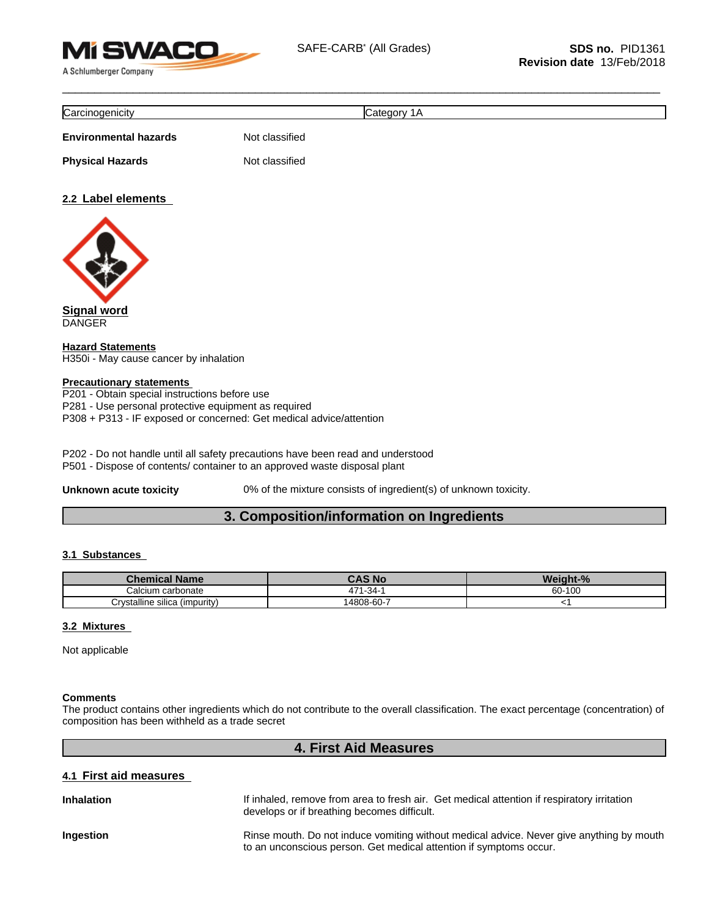| Carcinogenicity | Category 1A |
|---|---|

**Environmental hazards** Not classified

**Physical Hazards** Not classified

### 2.2 Label elements

**Signal word**
DANGER

**Hazard Statements**
H350i - May cause cancer by inhalation

**Precautionary statements**
P201 - Obtain special instructions before use
P281 - Use personal protective equipment as required
P308 + P313 - IF exposed or concerned: Get medical advice/attention

P202 - Do not handle until all safety precautions have been read and understood
P501 - Dispose of contents/ container to an approved waste disposal plant

**Unknown acute toxicity** 0% of the mixture consists of ingredient(s) of unknown toxicity.

## 3. Composition/information on Ingredients

### 3.1 Substances

| Chemical Name | CAS No | Weight-% |
|---|---|---|
| Calcium carbonate | 471-34-1 | 60-100 |
| Crystalline silica (impurity) | 14808-60-7 | <1 |

### 3.2 Mixtures

Not applicable

**Comments**
The product contains other ingredients which do not contribute to the overall classification. The exact percentage (concentration) of composition has been withheld as a trade secret

## 4. First Aid Measures

### 4.1 First aid measures

**Inhalation** If inhaled, remove from area to fresh air. Get medical attention if respiratory irritation develops or if breathing becomes difficult.

**Ingestion** Rinse mouth. Do not induce vomiting without medical advice. Never give anything by mouth to an unconscious person. Get medical attention if symptoms occur.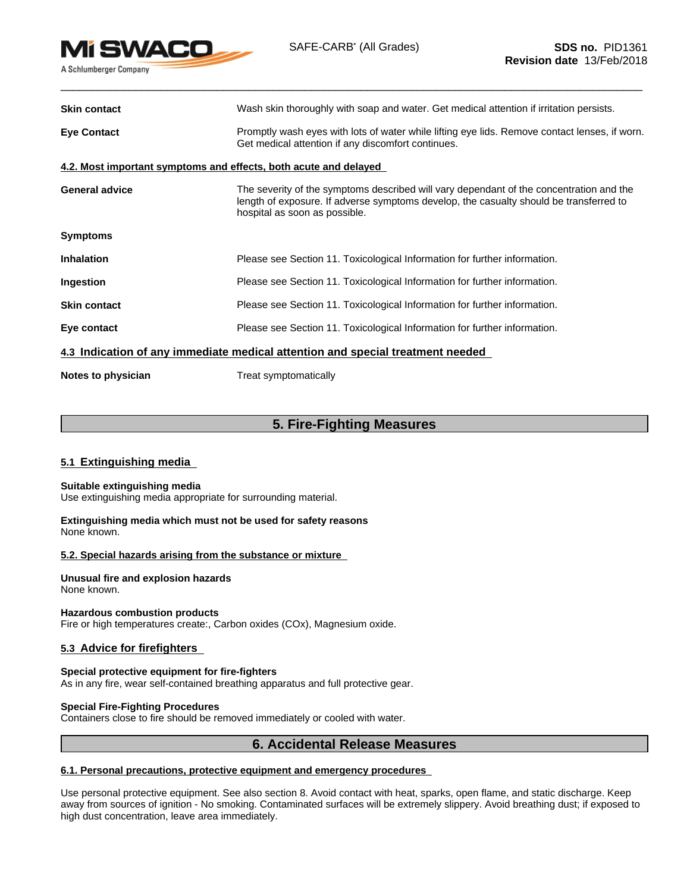| | |
|---|---|
| **Skin contact** | Wash skin thoroughly with soap and water. Get medical attention if irritation persists. |
| **Eye Contact** | Promptly wash eyes with lots of water while lifting eye lids. Remove contact lenses, if worn. Get medical attention if any discomfort continues. |

### 4.2. Most important symptoms and effects, both acute and delayed

| | |
|---|---|
| **General advice** | The severity of the symptoms described will vary dependant of the concentration and the length of exposure. If adverse symptoms develop, the casualty should be transferred to hospital as soon as possible. |
| **Symptoms** | |
| **Inhalation** | Please see Section 11. Toxicological Information for further information. |
| **Ingestion** | Please see Section 11. Toxicological Information for further information. |
| **Skin contact** | Please see Section 11. Toxicological Information for further information. |
| **Eye contact** | Please see Section 11. Toxicological Information for further information. |

### 4.3 Indication of any immediate medical attention and special treatment needed

| | |
|---|---|
| **Notes to physician** | Treat symptomatically |

## 5. Fire-Fighting Measures

### 5.1 Extinguishing media

**Suitable extinguishing media**
Use extinguishing media appropriate for surrounding material.

**Extinguishing media which must not be used for safety reasons**
None known.

### 5.2. Special hazards arising from the substance or mixture

**Unusual fire and explosion hazards**
None known.

**Hazardous combustion products**
Fire or high temperatures create:, Carbon oxides (COx), Magnesium oxide.

### 5.3 Advice for firefighters

**Special protective equipment for fire-fighters**
As in any fire, wear self-contained breathing apparatus and full protective gear.

**Special Fire-Fighting Procedures**
Containers close to fire should be removed immediately or cooled with water.

## 6. Accidental Release Measures

### 6.1. Personal precautions, protective equipment and emergency procedures

Use personal protective equipment. See also section 8. Avoid contact with heat, sparks, open flame, and static discharge. Keep away from sources of ignition - No smoking. Contaminated surfaces will be extremely slippery. Avoid breathing dust; if exposed to high dust concentration, leave area immediately.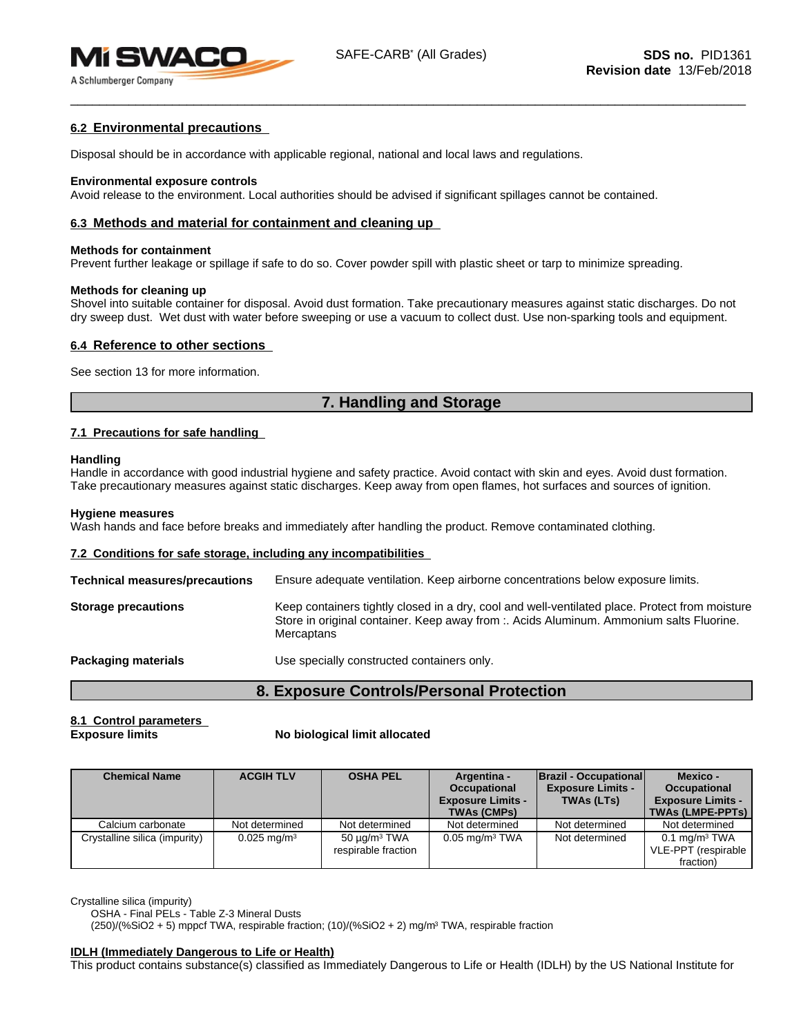### 6.2 Environmental precautions

Disposal should be in accordance with applicable regional, national and local laws and regulations.

**Environmental exposure controls**
Avoid release to the environment. Local authorities should be advised if significant spillages cannot be contained.

### 6.3 Methods and material for containment and cleaning up

**Methods for containment**
Prevent further leakage or spillage if safe to do so. Cover powder spill with plastic sheet or tarp to minimize spreading.

**Methods for cleaning up**
Shovel into suitable container for disposal. Avoid dust formation. Take precautionary measures against static discharges. Do not dry sweep dust. Wet dust with water before sweeping or use a vacuum to collect dust. Use non-sparking tools and equipment.

### 6.4 Reference to other sections

See section 13 for more information.

## 7. Handling and Storage

### 7.1 Precautions for safe handling

**Handling**
Handle in accordance with good industrial hygiene and safety practice. Avoid contact with skin and eyes. Avoid dust formation. Take precautionary measures against static discharges. Keep away from open flames, hot surfaces and sources of ignition.

**Hygiene measures**
Wash hands and face before breaks and immediately after handling the product. Remove contaminated clothing.

### 7.2 Conditions for safe storage, including any incompatibilities

**Technical measures/precautions** Ensure adequate ventilation. Keep airborne concentrations below exposure limits.

**Storage precautions** Keep containers tightly closed in a dry, cool and well-ventilated place. Protect from moisture Store in original container. Keep away from :. Acids Aluminum. Ammonium salts Fluorine. Mercaptans

**Packaging materials** Use specially constructed containers only.

## 8. Exposure Controls/Personal Protection

### 8.1 Control parameters

**Exposure limits** **No biological limit allocated**

| Chemical Name | ACGIH TLV | OSHA PEL | Argentina - Occupational Exposure Limits - TWAs (CMPs) | Brazil - Occupational Exposure Limits - TWAs (LTs) | Mexico - Occupational Exposure Limits - TWAs (LMPE-PPTs) |
|---|---|---|---|---|---|
| Calcium carbonate | Not determined | Not determined | Not determined | Not determined | Not determined |
| Crystalline silica (impurity) | 0.025 mg/m³ | 50 µg/m³ TWA respirable fraction | 0.05 mg/m³ TWA | Not determined | 0.1 mg/m³ TWA VLE-PPT (respirable fraction) |

Crystalline silica (impurity)
OSHA - Final PELs - Table Z-3 Mineral Dusts
(250)/(%SiO2 + 5) mppcf TWA, respirable fraction; (10)/(%SiO2 + 2) mg/m³ TWA, respirable fraction

**IDLH (Immediately Dangerous to Life or Health)**
This product contains substance(s) classified as Immediately Dangerous to Life or Health (IDLH) by the US National Institute for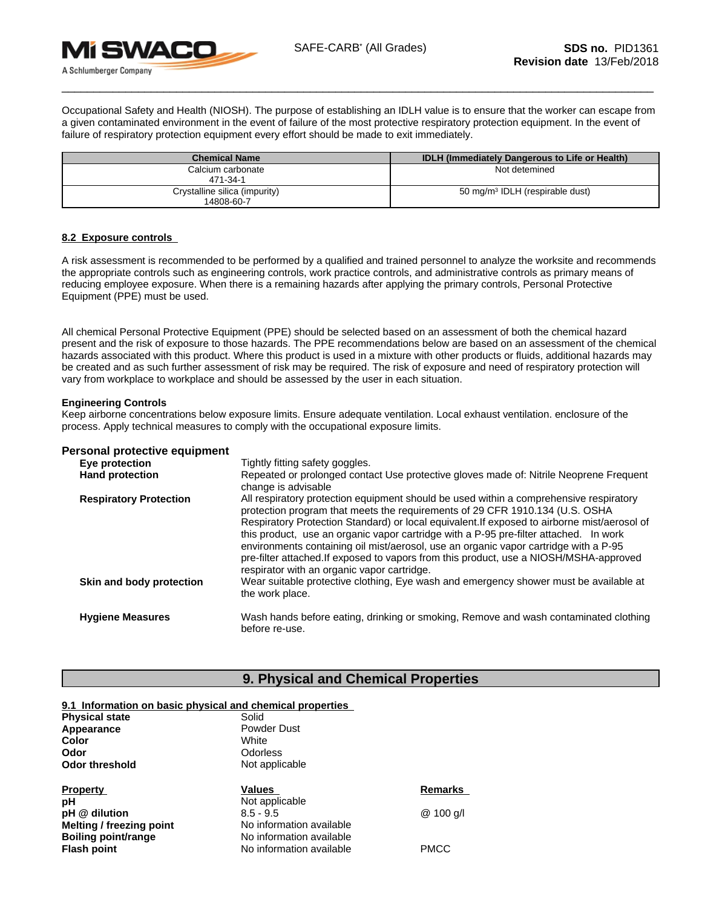Occupational Safety and Health (NIOSH). The purpose of establishing an IDLH value is to ensure that the worker can escape from a given contaminated environment in the event of failure of the most protective respiratory protection equipment. In the event of failure of respiratory protection equipment every effort should be made to exit immediately.

| Chemical Name | IDLH (Immediately Dangerous to Life or Health) |
|---|---|
| Calcium carbonate<br>471-34-1 | Not detemined |
| Crystalline silica (impurity)<br>14808-60-7 | 50 mg/m³ IDLH (respirable dust) |

### 8.2 Exposure controls

A risk assessment is recommended to be performed by a qualified and trained personnel to analyze the worksite and recommends the appropriate controls such as engineering controls, work practice controls, and administrative controls as primary means of reducing employee exposure. When there is a remaining hazards after applying the primary controls, Personal Protective Equipment (PPE) must be used.

All chemical Personal Protective Equipment (PPE) should be selected based on an assessment of both the chemical hazard present and the risk of exposure to those hazards. The PPE recommendations below are based on an assessment of the chemical hazards associated with this product. Where this product is used in a mixture with other products or fluids, additional hazards may be created and as such further assessment of risk may be required. The risk of exposure and need of respiratory protection will vary from workplace to workplace and should be assessed by the user in each situation.

**Engineering Controls**
Keep airborne concentrations below exposure limits. Ensure adequate ventilation. Local exhaust ventilation. enclosure of the process. Apply technical measures to comply with the occupational exposure limits.

**Personal protective equipment**

**Eye protection** Tightly fitting safety goggles.

**Hand protection** Repeated or prolonged contact Use protective gloves made of: Nitrile Neoprene Frequent change is advisable

**Respiratory Protection** All respiratory protection equipment should be used within a comprehensive respiratory protection program that meets the requirements of 29 CFR 1910.134 (U.S. OSHA Respiratory Protection Standard) or local equivalent.If exposed to airborne mist/aerosol of this product, use an organic vapor cartridge with a P-95 pre-filter attached. In work environments containing oil mist/aerosol, use an organic vapor cartridge with a P-95 pre-filter attached.If exposed to vapors from this product, use a NIOSH/MSHA-approved respirator with an organic vapor cartridge.

**Skin and body protection** Wear suitable protective clothing, Eye wash and emergency shower must be available at the work place.

**Hygiene Measures** Wash hands before eating, drinking or smoking, Remove and wash contaminated clothing before re-use.

## 9. Physical and Chemical Properties

### 9.1 Information on basic physical and chemical properties

**Physical state** Solid
**Appearance** Powder Dust
**Color** White
**Odor** Odorless
**Odor threshold** Not applicable

| Property | Values | Remarks |
|---|---|---|
| **pH** | Not applicable | |
| **pH @ dilution** | 8.5 - 9.5 | @ 100 g/l |
| **Melting / freezing point** | No information available | |
| **Boiling point/range** | No information available | |
| **Flash point** | No information available | PMCC |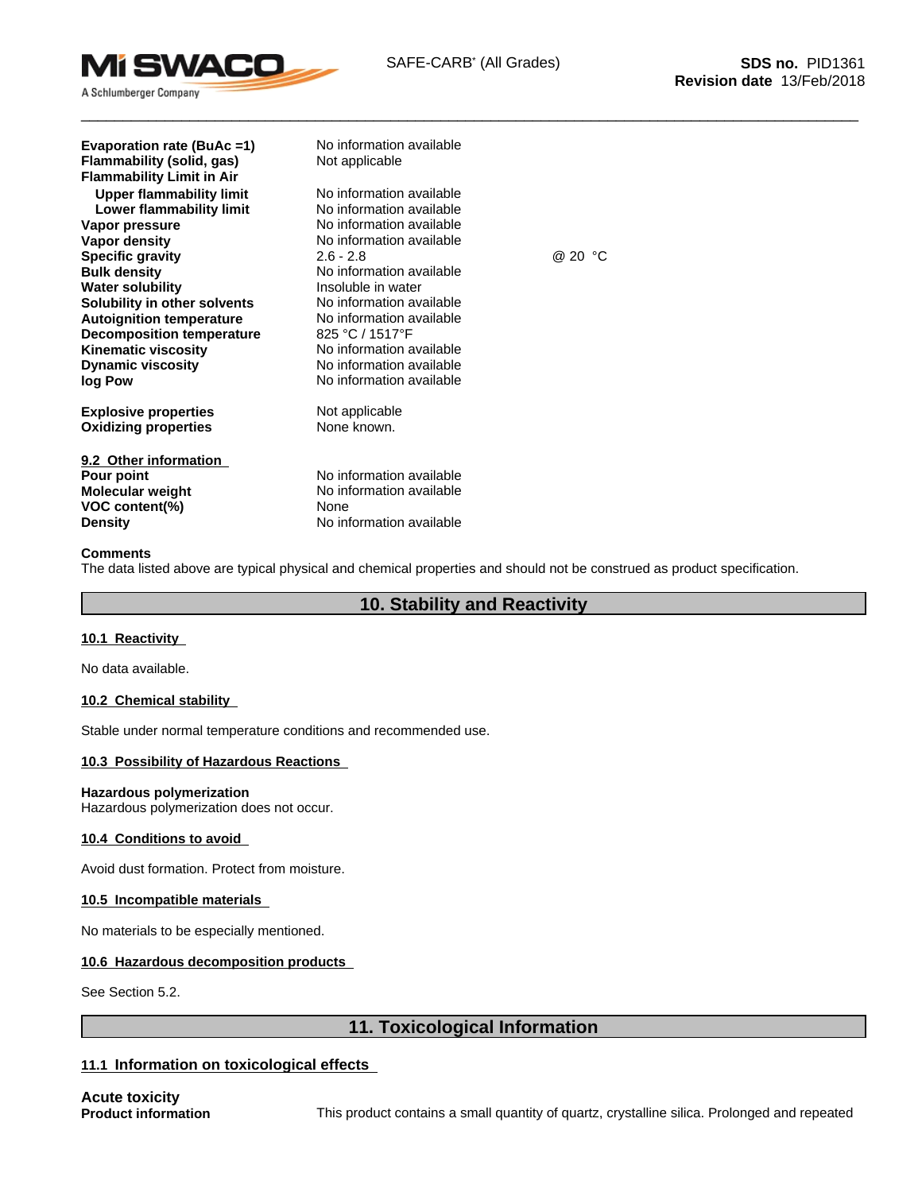| | | |
|---|---|---|
| **Evaporation rate (BuAc =1)** | No information available | |
| **Flammability (solid, gas)** | Not applicable | |
| **Flammability Limit in Air** | | |
| **Upper flammability limit** | No information available | |
| **Lower flammability limit** | No information available | |
| **Vapor pressure** | No information available | |
| **Vapor density** | No information available | |
| **Specific gravity** | 2.6 - 2.8 | @ 20 °C |
| **Bulk density** | No information available | |
| **Water solubility** | Insoluble in water | |
| **Solubility in other solvents** | No information available | |
| **Autoignition temperature** | No information available | |
| **Decomposition temperature** | 825 °C / 1517°F | |
| **Kinematic viscosity** | No information available | |
| **Dynamic viscosity** | No information available | |
| **log Pow** | No information available | |

| | |
|---|---|
| **Explosive properties** | Not applicable |
| **Oxidizing properties** | None known. |

**9.2 Other information**

| | |
|---|---|
| **Pour point** | No information available |
| **Molecular weight** | No information available |
| **VOC content(%)** | None |
| **Density** | No information available |

**Comments**

The data listed above are typical physical and chemical properties and should not be construed as product specification.

## 10. Stability and Reactivity

**10.1 Reactivity**

No data available.

**10.2 Chemical stability**

Stable under normal temperature conditions and recommended use.

**10.3 Possibility of Hazardous Reactions**

**Hazardous polymerization**

Hazardous polymerization does not occur.

**10.4 Conditions to avoid**

Avoid dust formation. Protect from moisture.

**10.5 Incompatible materials**

No materials to be especially mentioned.

**10.6 Hazardous decomposition products**

See Section 5.2.

## 11. Toxicological Information

**11.1 Information on toxicological effects**

**Acute toxicity**

**Product information** This product contains a small quantity of quartz, crystalline silica. Prolonged and repeated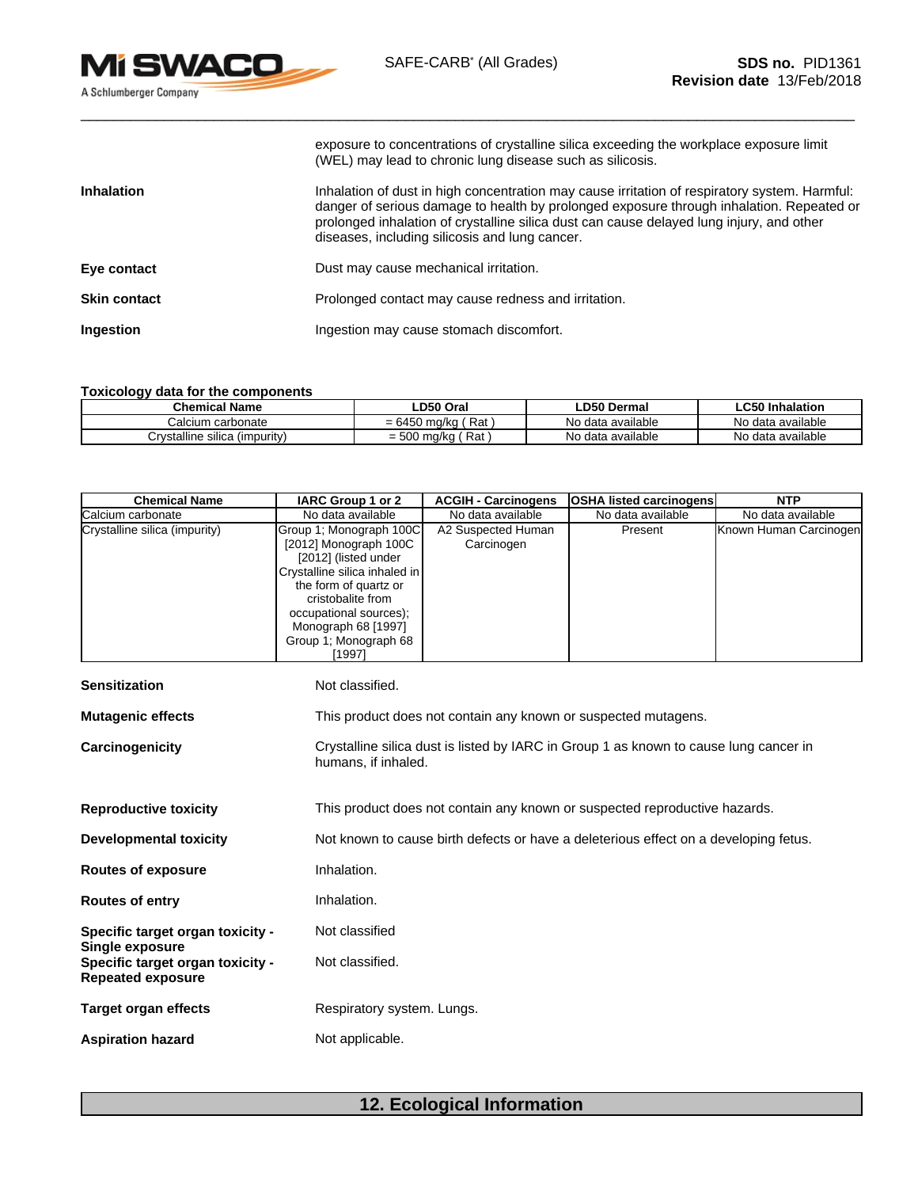exposure to concentrations of crystalline silica exceeding the workplace exposure limit (WEL) may lead to chronic lung disease such as silicosis.

**Inhalation**
Inhalation of dust in high concentration may cause irritation of respiratory system. Harmful: danger of serious damage to health by prolonged exposure through inhalation. Repeated or prolonged inhalation of crystalline silica dust can cause delayed lung injury, and other diseases, including silicosis and lung cancer.

**Eye contact**
Dust may cause mechanical irritation.

**Skin contact**
Prolonged contact may cause redness and irritation.

**Ingestion**
Ingestion may cause stomach discomfort.

**Toxicology data for the components**

| Chemical Name | LD50 Oral | LD50 Dermal | LC50 Inhalation |
|---|---|---|---|
| Calcium carbonate | = 6450 mg/kg ( Rat ) | No data available | No data available |
| Crystalline silica (impurity) | = 500 mg/kg ( Rat ) | No data available | No data available |

| Chemical Name | IARC Group 1 or 2 | ACGIH - Carcinogens | OSHA listed carcinogens | NTP |
|---|---|---|---|---|
| Calcium carbonate | No data available | No data available | No data available | No data available |
| Crystalline silica (impurity) | Group 1; Monograph 100C [2012] Monograph 100C [2012] (listed under Crystalline silica inhaled in the form of quartz or cristobalite from occupational sources); Monograph 68 [1997] Group 1; Monograph 68 [1997] | A2 Suspected Human Carcinogen | Present | Known Human Carcinogen |

**Sensitization**
Not classified.

**Mutagenic effects**
This product does not contain any known or suspected mutagens.

**Carcinogenicity**
Crystalline silica dust is listed by IARC in Group 1 as known to cause lung cancer in humans, if inhaled.

**Reproductive toxicity**
This product does not contain any known or suspected reproductive hazards.

**Developmental toxicity**
Not known to cause birth defects or have a deleterious effect on a developing fetus.

**Routes of exposure**
Inhalation.

**Routes of entry**
Inhalation.

**Specific target organ toxicity - Single exposure**
Not classified

**Specific target organ toxicity - Repeated exposure**
Not classified.

**Target organ effects**
Respiratory system. Lungs.

**Aspiration hazard**
Not applicable.

## 12. Ecological Information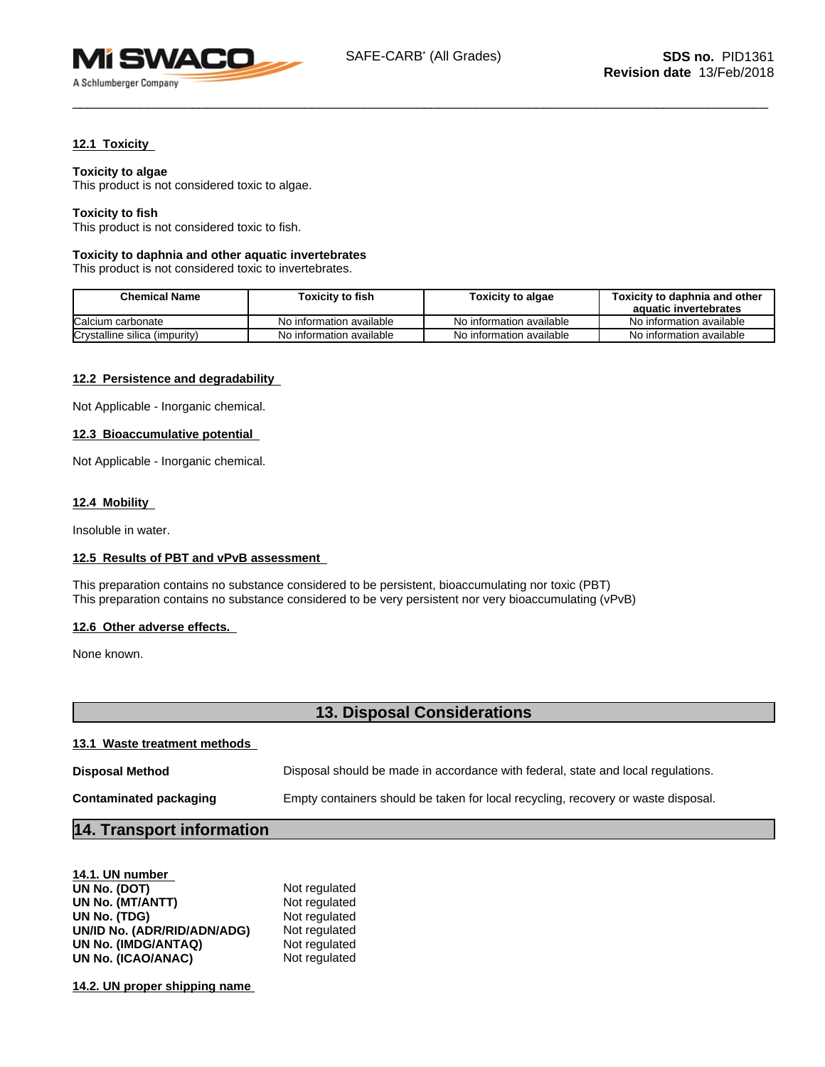#### 12.1 Toxicity

**Toxicity to algae**
This product is not considered toxic to algae.

**Toxicity to fish**
This product is not considered toxic to fish.

**Toxicity to daphnia and other aquatic invertebrates**
This product is not considered toxic to invertebrates.

| Chemical Name | Toxicity to fish | Toxicity to algae | Toxicity to daphnia and other aquatic invertebrates |
|---|---|---|---|
| Calcium carbonate | No information available | No information available | No information available |
| Crystalline silica (impurity) | No information available | No information available | No information available |

#### 12.2 Persistence and degradability

Not Applicable - Inorganic chemical.

#### 12.3 Bioaccumulative potential

Not Applicable - Inorganic chemical.

#### 12.4 Mobility

Insoluble in water.

#### 12.5 Results of PBT and vPvB assessment

This preparation contains no substance considered to be persistent, bioaccumulating nor toxic (PBT)
This preparation contains no substance considered to be very persistent nor very bioaccumulating (vPvB)

#### 12.6 Other adverse effects.

None known.

## 13. Disposal Considerations

#### 13.1 Waste treatment methods

**Disposal Method** Disposal should be made in accordance with federal, state and local regulations.

**Contaminated packaging** Empty containers should be taken for local recycling, recovery or waste disposal.

## 14. Transport information

#### 14.1. UN number

**UN No. (DOT)** Not regulated
**UN No. (MT/ANTT)** Not regulated
**UN No. (TDG)** Not regulated
**UN/ID No. (ADR/RID/ADN/ADG)** Not regulated
**UN No. (IMDG/ANTAQ)** Not regulated
**UN No. (ICAO/ANAC)** Not regulated

#### 14.2. UN proper shipping name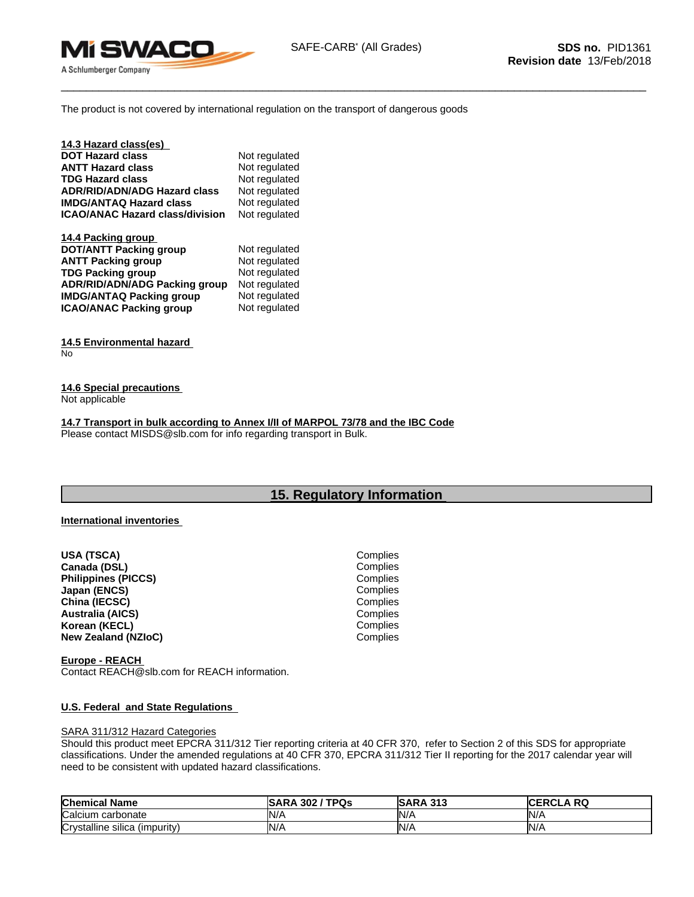The product is not covered by international regulation on the transport of dangerous goods

**14.3 Hazard class(es)**

| | |
|---|---|
| **DOT Hazard class** | Not regulated |
| **ANTT Hazard class** | Not regulated |
| **TDG Hazard class** | Not regulated |
| **ADR/RID/ADN/ADG Hazard class** | Not regulated |
| **IMDG/ANTAQ Hazard class** | Not regulated |
| **ICAO/ANAC Hazard class/division** | Not regulated |

**14.4 Packing group**

| | |
|---|---|
| **DOT/ANTT Packing group** | Not regulated |
| **ANTT Packing group** | Not regulated |
| **TDG Packing group** | Not regulated |
| **ADR/RID/ADN/ADG Packing group** | Not regulated |
| **IMDG/ANTAQ Packing group** | Not regulated |
| **ICAO/ANAC Packing group** | Not regulated |

**14.5 Environmental hazard**

No

**14.6 Special precautions**

Not applicable

**14.7 Transport in bulk according to Annex I/II of MARPOL 73/78 and the IBC Code**

Please contact MISDS@slb.com for info regarding transport in Bulk.

## 15. Regulatory Information

**International inventories**

| | |
|---|---|
| **USA (TSCA)** | Complies |
| **Canada (DSL)** | Complies |
| **Philippines (PICCS)** | Complies |
| **Japan (ENCS)** | Complies |
| **China (IECSC)** | Complies |
| **Australia (AICS)** | Complies |
| **Korean (KECL)** | Complies |
| **New Zealand (NZIoC)** | Complies |

**Europe - REACH**

Contact REACH@slb.com for REACH information.

**U.S. Federal and State Regulations**

SARA 311/312 Hazard Categories

Should this product meet EPCRA 311/312 Tier reporting criteria at 40 CFR 370, refer to Section 2 of this SDS for appropriate classifications. Under the amended regulations at 40 CFR 370, EPCRA 311/312 Tier II reporting for the 2017 calendar year will need to be consistent with updated hazard classifications.

| Chemical Name | SARA 302 / TPQs | SARA 313 | CERCLA RQ |
|---|---|---|---|
| Calcium carbonate | N/A | N/A | N/A |
| Crystalline silica (impurity) | N/A | N/A | N/A |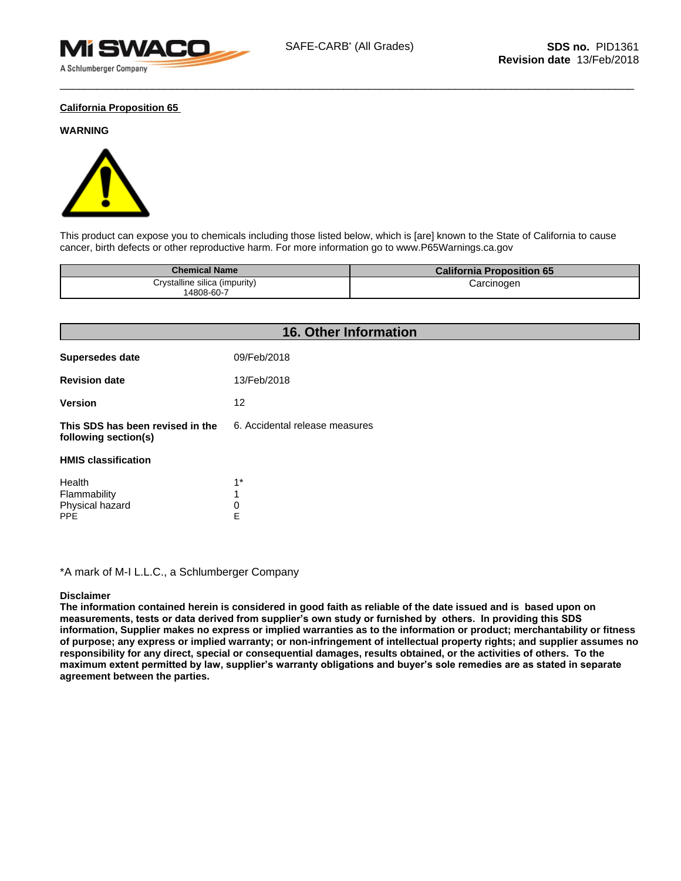**California Proposition 65**

**WARNING**

This product can expose you to chemicals including those listed below, which is [are] known to the State of California to cause cancer, birth defects or other reproductive harm. For more information go to www.P65Warnings.ca.gov

| Chemical Name | California Proposition 65 |
|---|---|
| Crystalline silica (impurity)<br>14808-60-7 | Carcinogen |

## 16. Other Information

| | |
|---|---|
| **Supersedes date** | 09/Feb/2018 |
| **Revision date** | 13/Feb/2018 |
| **Version** | 12 |
| **This SDS has been revised in the following section(s)** | 6. Accidental release measures |

**HMIS classification**

| | |
|---|---|
| Health | 1* |
| Flammability | 1 |
| Physical hazard | 0 |
| PPE | E |

*A mark of M-I L.L.C., a Schlumberger Company

**Disclaimer**
**The information contained herein is considered in good faith as reliable of the date issued and is based upon on measurements, tests or data derived from supplier's own study or furnished by others. In providing this SDS information, Supplier makes no express or implied warranties as to the information or product; merchantability or fitness of purpose; any express or implied warranty; or non-infringement of intellectual property rights; and supplier assumes no responsibility for any direct, special or consequential damages, results obtained, or the activities of others. To the maximum extent permitted by law, supplier's warranty obligations and buyer's sole remedies are as stated in separate agreement between the parties.**